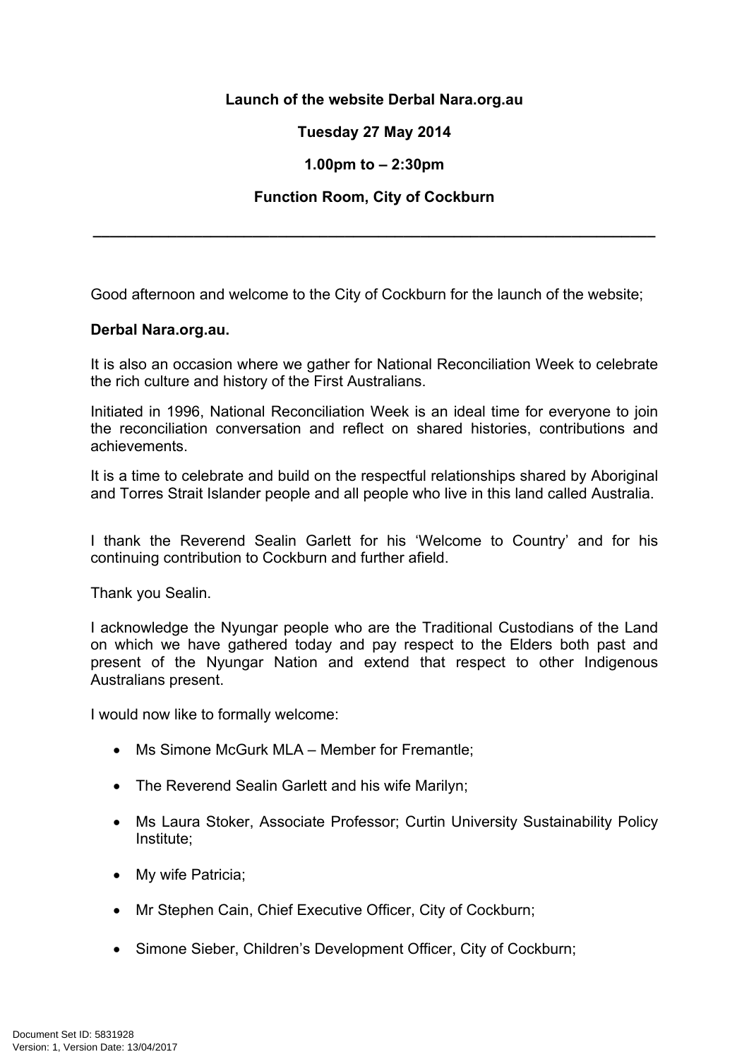**Launch of the website Derbal Nara.org.au**

**Tuesday 27 May 2014**

**1.00pm to – 2:30pm**

**Function Room, City of Cockburn**

---

Good afternoon and welcome to the City of Cockburn for the launch of the website;

**Derbal Nara.org.au.**

It is also an occasion where we gather for National Reconciliation Week to celebrate the rich culture and history of the First Australians.

Initiated in 1996, National Reconciliation Week is an ideal time for everyone to join the reconciliation conversation and reflect on shared histories, contributions and achievements.

It is a time to celebrate and build on the respectful relationships shared by Aboriginal and Torres Strait Islander people and all people who live in this land called Australia.

I thank the Reverend Sealin Garlett for his 'Welcome to Country' and for his continuing contribution to Cockburn and further afield.

Thank you Sealin.

I acknowledge the Nyungar people who are the Traditional Custodians of the Land on which we have gathered today and pay respect to the Elders both past and present of the Nyungar Nation and extend that respect to other Indigenous Australians present.

I would now like to formally welcome:

- Ms Simone McGurk MLA – Member for Fremantle;
- The Reverend Sealin Garlett and his wife Marilyn;
- Ms Laura Stoker, Associate Professor; Curtin University Sustainability Policy Institute;
- My wife Patricia;
- Mr Stephen Cain, Chief Executive Officer, City of Cockburn;
- Simone Sieber, Children's Development Officer, City of Cockburn;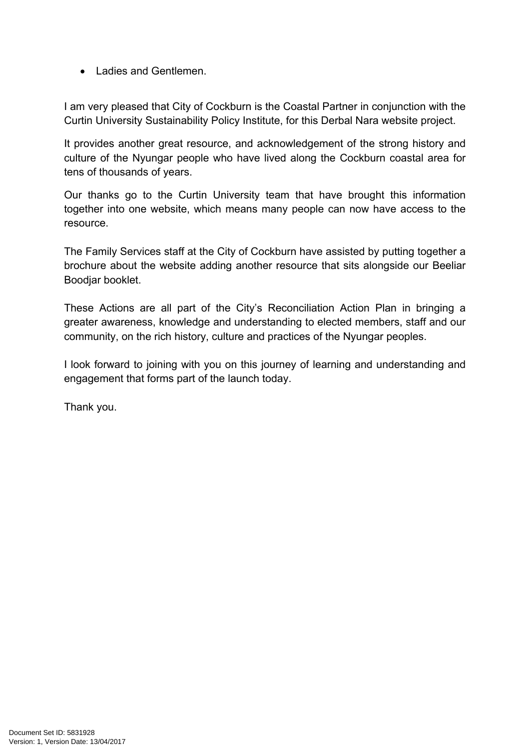- Ladies and Gentlemen.

I am very pleased that City of Cockburn is the Coastal Partner in conjunction with the Curtin University Sustainability Policy Institute, for this Derbal Nara website project.

It provides another great resource, and acknowledgement of the strong history and culture of the Nyungar people who have lived along the Cockburn coastal area for tens of thousands of years.

Our thanks go to the Curtin University team that have brought this information together into one website, which means many people can now have access to the resource.

The Family Services staff at the City of Cockburn have assisted by putting together a brochure about the website adding another resource that sits alongside our Beeliar Boodjar booklet.

These Actions are all part of the City's Reconciliation Action Plan in bringing a greater awareness, knowledge and understanding to elected members, staff and our community, on the rich history, culture and practices of the Nyungar peoples.

I look forward to joining with you on this journey of learning and understanding and engagement that forms part of the launch today.

Thank you.